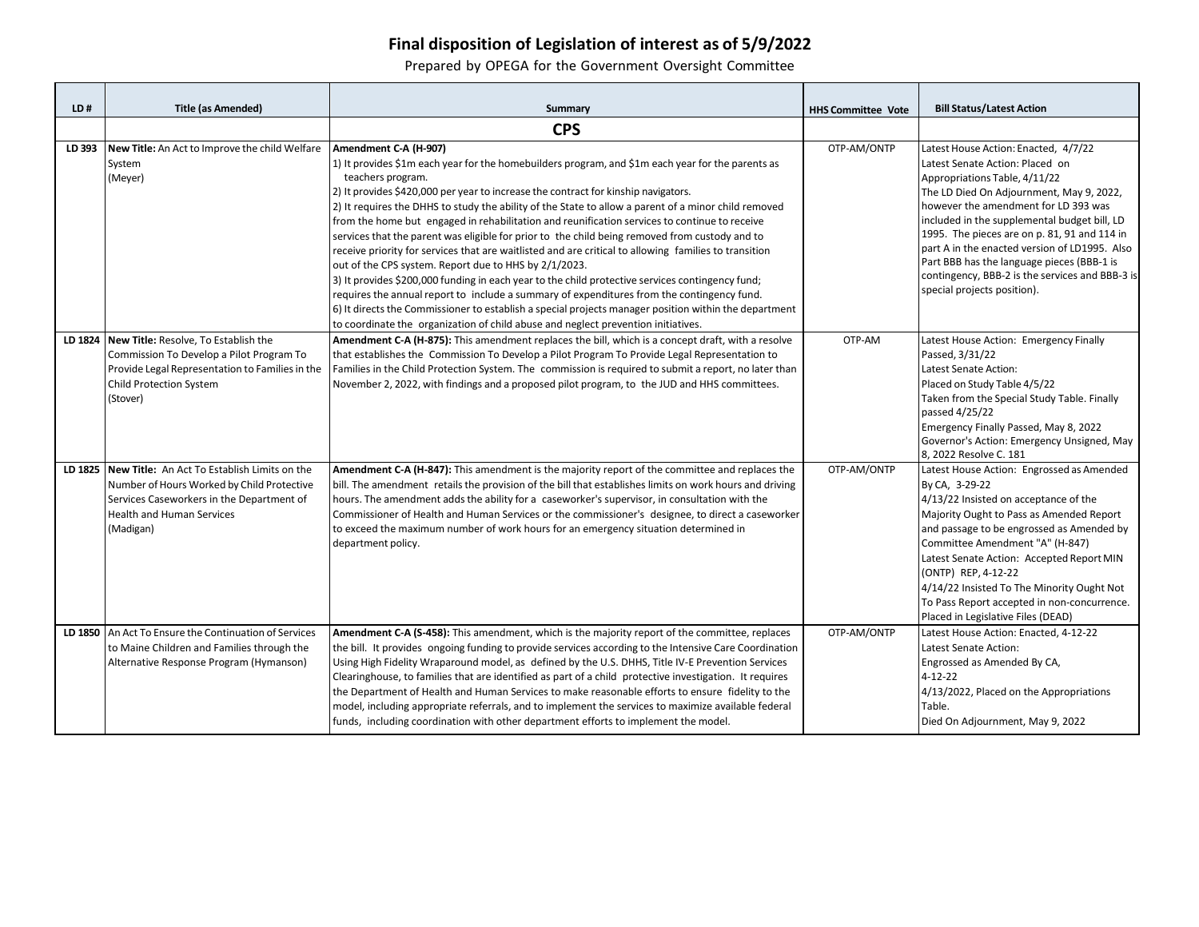# Final disposition of Legislation of interest as of 5/9/2022

Prepared by OPEGA for the Government Oversight Committee

| LD # | Title (as Amended) | Summary | HHS Committee Vote | Bill Status/Latest Action |
|---|---|---|---|---|
| | | **CPS** | | |
| **LD 393** | **New Title:** An Act to Improve the child Welfare System (Meyer) | **Amendment C-A (H-907)**<br>1) It provides $1m each year for the homebuilders program, and $1m each year for the parents as teachers program.<br>2) It provides $420,000 per year to increase the contract for kinship navigators.<br>2) It requires the DHHS to study the ability of the State to allow a parent of a minor child removed from the home but engaged in rehabilitation and reunification services to continue to receive services that the parent was eligible for prior to the child being removed from custody and to receive priority for services that are waitlisted and are critical to allowing families to transition out of the CPS system. Report due to HHS by 2/1/2023.<br>3) It provides $200,000 funding in each year to the child protective services contingency fund; requires the annual report to include a summary of expenditures from the contingency fund.<br>6) It directs the Commissioner to establish a special projects manager position within the department to coordinate the organization of child abuse and neglect prevention initiatives. | OTP-AM/ONTP | Latest House Action: Enacted, 4/7/22<br>Latest Senate Action: Placed on Appropriations Table, 4/11/22<br>The LD Died On Adjournment, May 9, 2022, however the amendment for LD 393 was included in the supplemental budget bill, LD 1995. The pieces are on p. 81, 91 and 114 in part A in the enacted version of LD1995. Also Part BBB has the language pieces (BBB-1 is contingency, BBB-2 is the services and BBB-3 is special projects position). |
| **LD 1824** | **New Title:** Resolve, To Establish the Commission To Develop a Pilot Program To Provide Legal Representation to Families in the Child Protection System (Stover) | **Amendment C-A (H-875):** This amendment replaces the bill, which is a concept draft, with a resolve that establishes the Commission To Develop a Pilot Program To Provide Legal Representation to Families in the Child Protection System. The commission is required to submit a report, no later than November 2, 2022, with findings and a proposed pilot program, to the JUD and HHS committees. | OTP-AM | Latest House Action: Emergency Finally Passed, 3/31/22<br>Latest Senate Action:<br>Placed on Study Table 4/5/22<br>Taken from the Special Study Table. Finally passed 4/25/22<br>Emergency Finally Passed, May 8, 2022<br>Governor's Action: Emergency Unsigned, May 8, 2022 Resolve C. 181 |
| **LD 1825** | **New Title:** An Act To Establish Limits on the Number of Hours Worked by Child Protective Services Caseworkers in the Department of Health and Human Services (Madigan) | **Amendment C-A (H-847):** This amendment is the majority report of the committee and replaces the bill. The amendment retails the provision of the bill that establishes limits on work hours and driving hours. The amendment adds the ability for a caseworker's supervisor, in consultation with the Commissioner of Health and Human Services or the commissioner's designee, to direct a caseworker to exceed the maximum number of work hours for an emergency situation determined in department policy. | OTP-AM/ONTP | Latest House Action: Engrossed as Amended By CA, 3-29-22<br>4/13/22 Insisted on acceptance of the Majority Ought to Pass as Amended Report and passage to be engrossed as Amended by Committee Amendment "A" (H-847)<br>Latest Senate Action: Accepted Report MIN (ONTP) REP, 4-12-22<br>4/14/22 Insisted To The Minority Ought Not To Pass Report accepted in non-concurrence. Placed in Legislative Files (DEAD) |
| **LD 1850** | An Act To Ensure the Continuation of Services to Maine Children and Families through the Alternative Response Program (Hymanson) | **Amendment C-A (S-458):** This amendment, which is the majority report of the committee, replaces the bill. It provides ongoing funding to provide services according to the Intensive Care Coordination Using High Fidelity Wraparound model, as defined by the U.S. DHHS, Title IV-E Prevention Services Clearinghouse, to families that are identified as part of a child protective investigation. It requires the Department of Health and Human Services to make reasonable efforts to ensure fidelity to the model, including appropriate referrals, and to implement the services to maximize available federal funds, including coordination with other department efforts to implement the model. | OTP-AM/ONTP | Latest House Action: Enacted, 4-12-22<br>Latest Senate Action:<br>Engrossed as Amended By CA,<br>4-12-22<br>4/13/2022, Placed on the Appropriations Table.<br>Died On Adjournment, May 9, 2022 |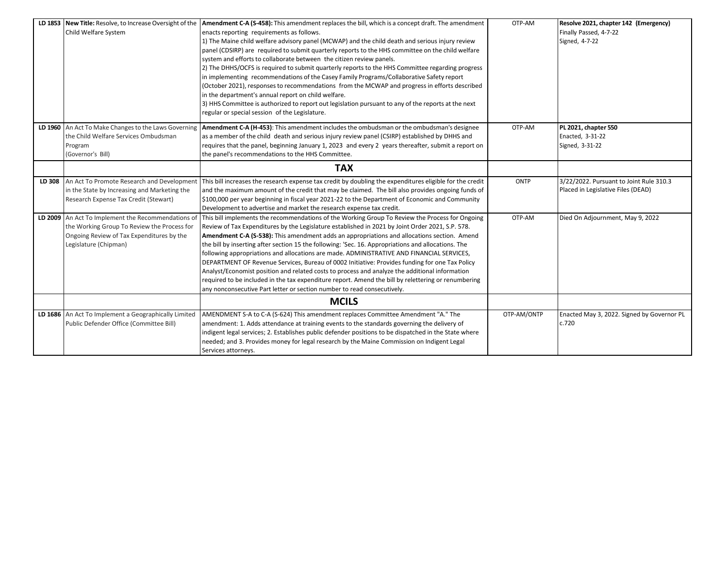| | | | | |
|---|---|---|---|---|
| **LD 1853** | **New Title:** Resolve, to Increase Oversight of the Child Welfare System | **Amendment C-A (S-458):** This amendment replaces the bill, which is a concept draft. The amendment enacts reporting requirements as follows.<br>1) The Maine child welfare advisory panel (MCWAP) and the child death and serious injury review panel (CDSIRP) are required to submit quarterly reports to the HHS committee on the child welfare system and efforts to collaborate between the citizen review panels.<br>2) The DHHS/OCFS is required to submit quarterly reports to the HHS Committee regarding progress in implementing recommendations of the Casey Family Programs/Collaborative Safety report (October 2021), responses to recommendations from the MCWAP and progress in efforts described in the department's annual report on child welfare.<br>3) HHS Committee is authorized to report out legislation pursuant to any of the reports at the next regular or special session of the Legislature. | OTP-AM | **Resolve 2021, chapter 142 (Emergency)**<br>Finally Passed, 4-7-22<br>Signed, 4-7-22 |
| **LD 1960** | An Act To Make Changes to the Laws Governing the Child Welfare Services Ombudsman Program (Governor's Bill) | **Amendment C-A (H-453)**: This amendment includes the ombudsman or the ombudsman's designee as a member of the child death and serious injury review panel (CSIRP) established by DHHS and requires that the panel, beginning January 1, 2023 and every 2 years thereafter, submit a report on the panel's recommendations to the HHS Committee. | OTP-AM | **PL 2021, chapter 550**<br>Enacted, 3-31-22<br>Signed, 3-31-22 |
| | | **TAX** | | |
| **LD 308** | An Act To Promote Research and Development in the State by Increasing and Marketing the Research Expense Tax Credit (Stewart) | This bill increases the research expense tax credit by doubling the expenditures eligible for the credit and the maximum amount of the credit that may be claimed. The bill also provides ongoing funds of $100,000 per year beginning in fiscal year 2021-22 to the Department of Economic and Community Development to advertise and market the research expense tax credit. | ONTP | 3/22/2022. Pursuant to Joint Rule 310.3 Placed in Legislative Files (DEAD) |
| **LD 2009** | An Act To Implement the Recommendations of the Working Group To Review the Process for Ongoing Review of Tax Expenditures by the Legislature (Chipman) | This bill implements the recommendations of the Working Group To Review the Process for Ongoing Review of Tax Expenditures by the Legislature established in 2021 by Joint Order 2021, S.P. 578.<br>**Amendment C-A (S-538):** This amendment adds an appropriations and allocations section. Amend the bill by inserting after section 15 the following: 'Sec. 16. Appropriations and allocations. The following appropriations and allocations are made. ADMINISTRATIVE AND FINANCIAL SERVICES, DEPARTMENT OF Revenue Services, Bureau of 0002 Initiative: Provides funding for one Tax Policy Analyst/Economist position and related costs to process and analyze the additional information required to be included in the tax expenditure report. Amend the bill by relettering or renumbering any nonconsecutive Part letter or section number to read consecutively. | OTP-AM | Died On Adjournment, May 9, 2022 |
| | | **MCILS** | | |
| **LD 1686** | An Act To Implement a Geographically Limited Public Defender Office (Committee Bill) | AMENDMENT S-A to C-A (S-624) This amendment replaces Committee Amendment "A." The amendment: 1. Adds attendance at training events to the standards governing the delivery of indigent legal services; 2. Establishes public defender positions to be dispatched in the State where needed; and 3. Provides money for legal research by the Maine Commission on Indigent Legal Services attorneys. | OTP-AM/ONTP | Enacted May 3, 2022. Signed by Governor PL c.720 |